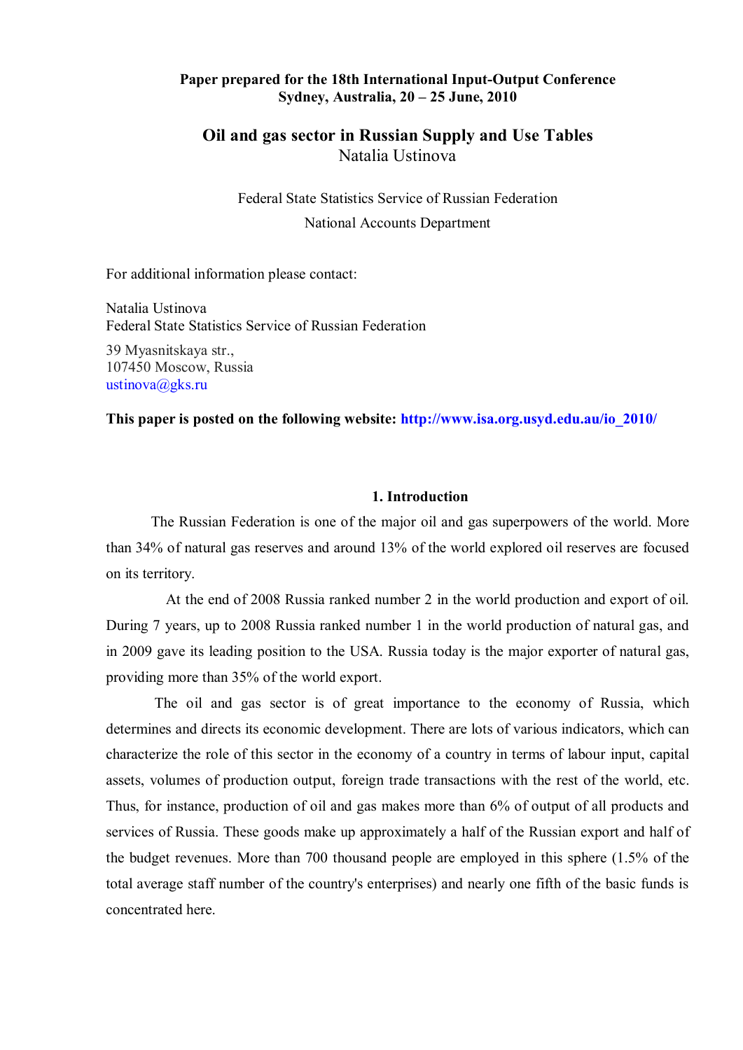**Paper prepared for the 18th International Input-Output Conference**
**Sydney, Australia, 20 – 25 June, 2010**

# Oil and gas sector in Russian Supply and Use Tables

Natalia Ustinova

Federal State Statistics Service of Russian Federation

National Accounts Department

For additional information please contact:

Natalia Ustinova
Federal State Statistics Service of Russian Federation

39 Myasnitskaya str.,
107450 Moscow, Russia
ustinova@gks.ru

**This paper is posted on the following website: http://www.isa.org.usyd.edu.au/io_2010/**

## 1. Introduction

The Russian Federation is one of the major oil and gas superpowers of the world. More than 34% of natural gas reserves and around 13% of the world explored oil reserves are focused on its territory.

At the end of 2008 Russia ranked number 2 in the world production and export of oil. During 7 years, up to 2008 Russia ranked number 1 in the world production of natural gas, and in 2009 gave its leading position to the USA. Russia today is the major exporter of natural gas, providing more than 35% of the world export.

The oil and gas sector is of great importance to the economy of Russia, which determines and directs its economic development. There are lots of various indicators, which can characterize the role of this sector in the economy of a country in terms of labour input, capital assets, volumes of production output, foreign trade transactions with the rest of the world, etc. Thus, for instance, production of oil and gas makes more than 6% of output of all products and services of Russia. These goods make up approximately a half of the Russian export and half of the budget revenues. More than 700 thousand people are employed in this sphere (1.5% of the total average staff number of the country's enterprises) and nearly one fifth of the basic funds is concentrated here.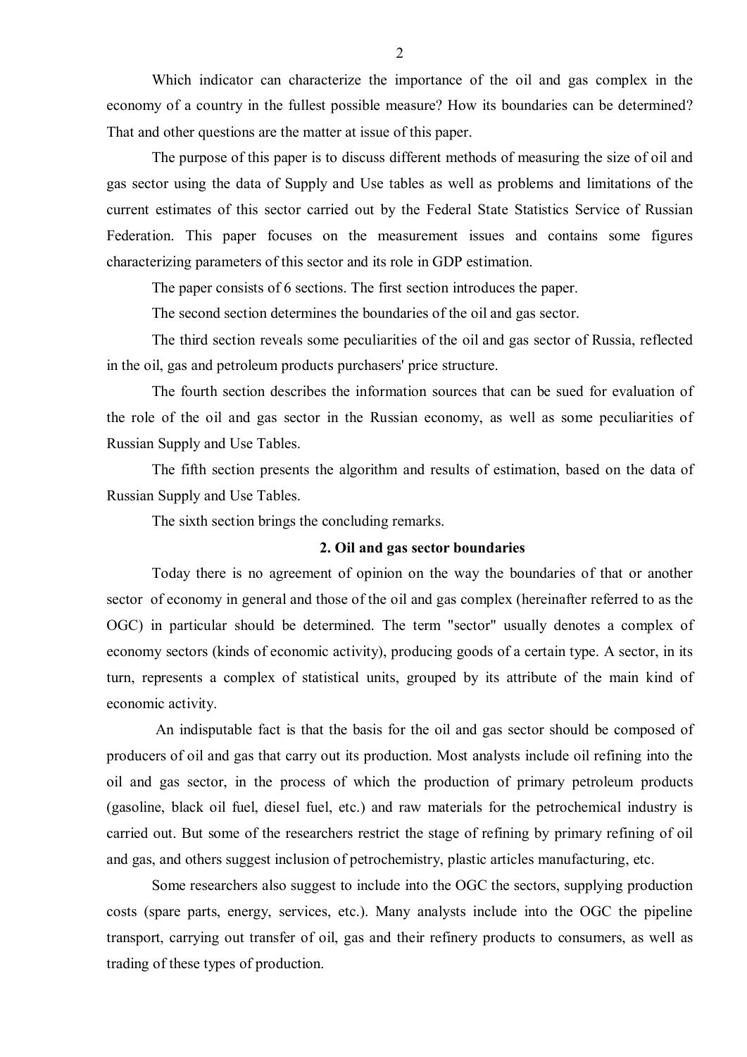Which indicator can characterize the importance of the oil and gas complex in the economy of a country in the fullest possible measure? How its boundaries can be determined? That and other questions are the matter at issue of this paper.

The purpose of this paper is to discuss different methods of measuring the size of oil and gas sector using the data of Supply and Use tables as well as problems and limitations of the current estimates of this sector carried out by the Federal State Statistics Service of Russian Federation. This paper focuses on the measurement issues and contains some figures characterizing parameters of this sector and its role in GDP estimation.

The paper consists of 6 sections. The first section introduces the paper.

The second section determines the boundaries of the oil and gas sector.

The third section reveals some peculiarities of the oil and gas sector of Russia, reflected in the oil, gas and petroleum products purchasers' price structure.

The fourth section describes the information sources that can be sued for evaluation of the role of the oil and gas sector in the Russian economy, as well as some peculiarities of Russian Supply and Use Tables.

The fifth section presents the algorithm and results of estimation, based on the data of Russian Supply and Use Tables.

The sixth section brings the concluding remarks.

## 2. Oil and gas sector boundaries

Today there is no agreement of opinion on the way the boundaries of that or another sector of economy in general and those of the oil and gas complex (hereinafter referred to as the OGC) in particular should be determined. The term "sector" usually denotes a complex of economy sectors (kinds of economic activity), producing goods of a certain type. A sector, in its turn, represents a complex of statistical units, grouped by its attribute of the main kind of economic activity.

An indisputable fact is that the basis for the oil and gas sector should be composed of producers of oil and gas that carry out its production. Most analysts include oil refining into the oil and gas sector, in the process of which the production of primary petroleum products (gasoline, black oil fuel, diesel fuel, etc.) and raw materials for the petrochemical industry is carried out. But some of the researchers restrict the stage of refining by primary refining of oil and gas, and others suggest inclusion of petrochemistry, plastic articles manufacturing, etc.

Some researchers also suggest to include into the OGC the sectors, supplying production costs (spare parts, energy, services, etc.). Many analysts include into the OGC the pipeline transport, carrying out transfer of oil, gas and their refinery products to consumers, as well as trading of these types of production.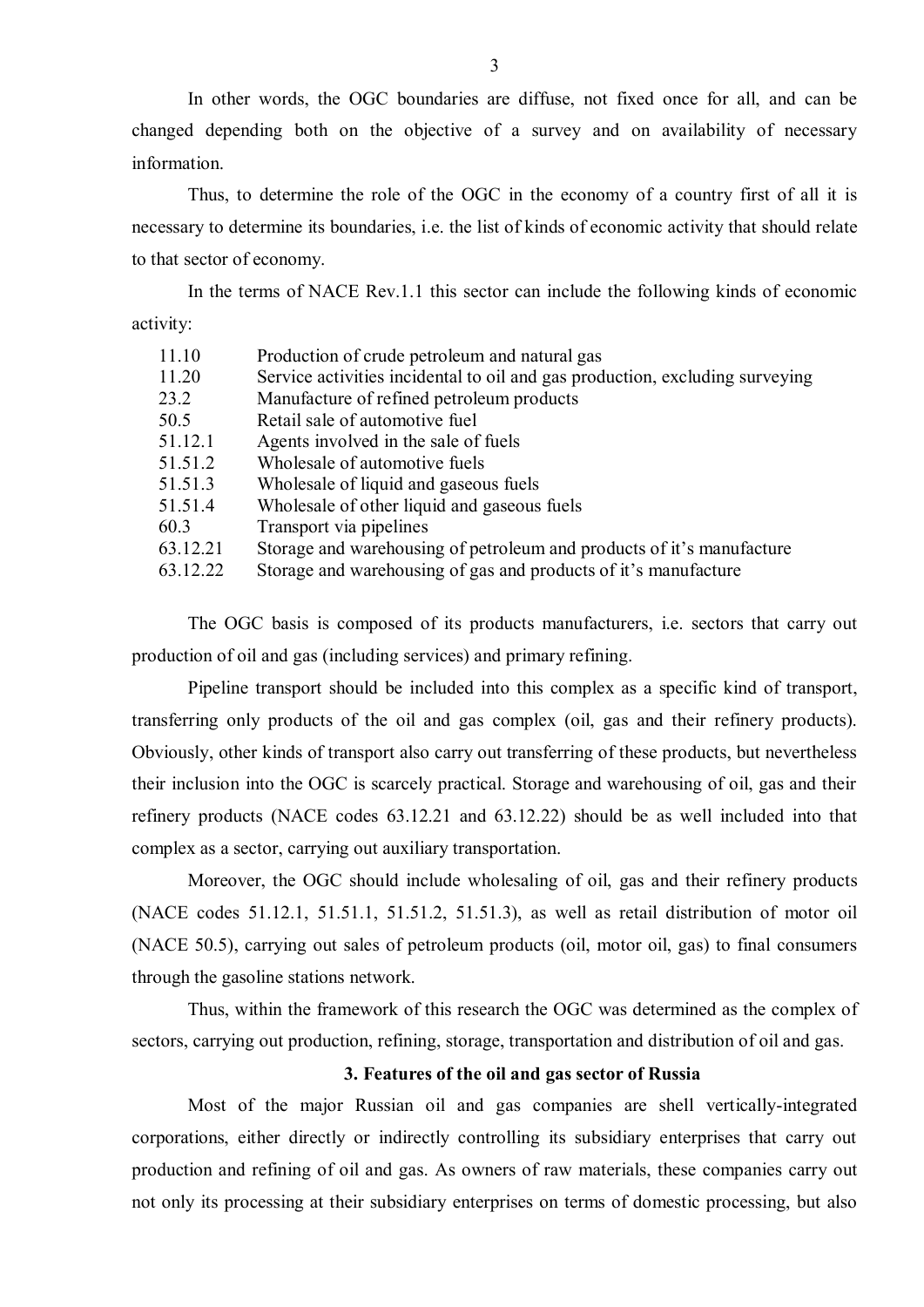In other words, the OGC boundaries are diffuse, not fixed once for all, and can be changed depending both on the objective of a survey and on availability of necessary information.

Thus, to determine the role of the OGC in the economy of a country first of all it is necessary to determine its boundaries, i.e. the list of kinds of economic activity that should relate to that sector of economy.

In the terms of NACE Rev.1.1 this sector can include the following kinds of economic activity:

| | |
|---|---|
| 11.10 | Production of crude petroleum and natural gas |
| 11.20 | Service activities incidental to oil and gas production, excluding surveying |
| 23.2 | Manufacture of refined petroleum products |
| 50.5 | Retail sale of automotive fuel |
| 51.12.1 | Agents involved in the sale of fuels |
| 51.51.2 | Wholesale of automotive fuels |
| 51.51.3 | Wholesale of liquid and gaseous fuels |
| 51.51.4 | Wholesale of other liquid and gaseous fuels |
| 60.3 | Transport via pipelines |
| 63.12.21 | Storage and warehousing of petroleum and products of it's manufacture |
| 63.12.22 | Storage and warehousing of gas and products of it's manufacture |

The OGC basis is composed of its products manufacturers, i.e. sectors that carry out production of oil and gas (including services) and primary refining.

Pipeline transport should be included into this complex as a specific kind of transport, transferring only products of the oil and gas complex (oil, gas and their refinery products). Obviously, other kinds of transport also carry out transferring of these products, but nevertheless their inclusion into the OGC is scarcely practical. Storage and warehousing of oil, gas and their refinery products (NACE codes 63.12.21 and 63.12.22) should be as well included into that complex as a sector, carrying out auxiliary transportation.

Moreover, the OGC should include wholesaling of oil, gas and their refinery products (NACE codes 51.12.1, 51.51.1, 51.51.2, 51.51.3), as well as retail distribution of motor oil (NACE 50.5), carrying out sales of petroleum products (oil, motor oil, gas) to final consumers through the gasoline stations network.

Thus, within the framework of this research the OGC was determined as the complex of sectors, carrying out production, refining, storage, transportation and distribution of oil and gas.

## 3. Features of the oil and gas sector of Russia

Most of the major Russian oil and gas companies are shell vertically-integrated corporations, either directly or indirectly controlling its subsidiary enterprises that carry out production and refining of oil and gas. As owners of raw materials, these companies carry out not only its processing at their subsidiary enterprises on terms of domestic processing, but also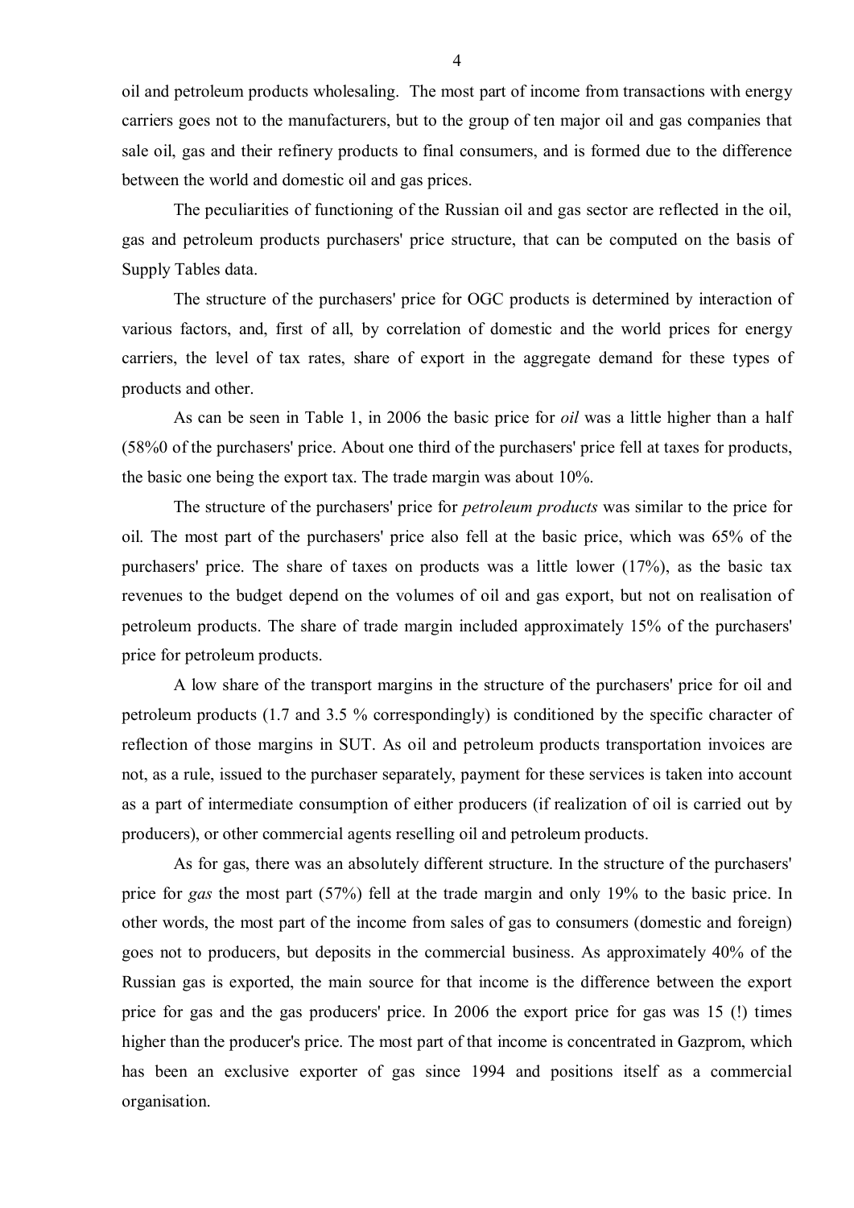oil and petroleum products wholesaling. The most part of income from transactions with energy carriers goes not to the manufacturers, but to the group of ten major oil and gas companies that sale oil, gas and their refinery products to final consumers, and is formed due to the difference between the world and domestic oil and gas prices.

The peculiarities of functioning of the Russian oil and gas sector are reflected in the oil, gas and petroleum products purchasers' price structure, that can be computed on the basis of Supply Tables data.

The structure of the purchasers' price for OGC products is determined by interaction of various factors, and, first of all, by correlation of domestic and the world prices for energy carriers, the level of tax rates, share of export in the aggregate demand for these types of products and other.

As can be seen in Table 1, in 2006 the basic price for *oil* was a little higher than a half (58%0 of the purchasers' price. About one third of the purchasers' price fell at taxes for products, the basic one being the export tax. The trade margin was about 10%.

The structure of the purchasers' price for *petroleum products* was similar to the price for oil. The most part of the purchasers' price also fell at the basic price, which was 65% of the purchasers' price. The share of taxes on products was a little lower (17%), as the basic tax revenues to the budget depend on the volumes of oil and gas export, but not on realisation of petroleum products. The share of trade margin included approximately 15% of the purchasers' price for petroleum products.

A low share of the transport margins in the structure of the purchasers' price for oil and petroleum products (1.7 and 3.5 % correspondingly) is conditioned by the specific character of reflection of those margins in SUT. As oil and petroleum products transportation invoices are not, as a rule, issued to the purchaser separately, payment for these services is taken into account as a part of intermediate consumption of either producers (if realization of oil is carried out by producers), or other commercial agents reselling oil and petroleum products.

As for gas, there was an absolutely different structure. In the structure of the purchasers' price for *gas* the most part (57%) fell at the trade margin and only 19% to the basic price. In other words, the most part of the income from sales of gas to consumers (domestic and foreign) goes not to producers, but deposits in the commercial business. As approximately 40% of the Russian gas is exported, the main source for that income is the difference between the export price for gas and the gas producers' price. In 2006 the export price for gas was 15 (!) times higher than the producer's price. The most part of that income is concentrated in Gazprom, which has been an exclusive exporter of gas since 1994 and positions itself as a commercial organisation.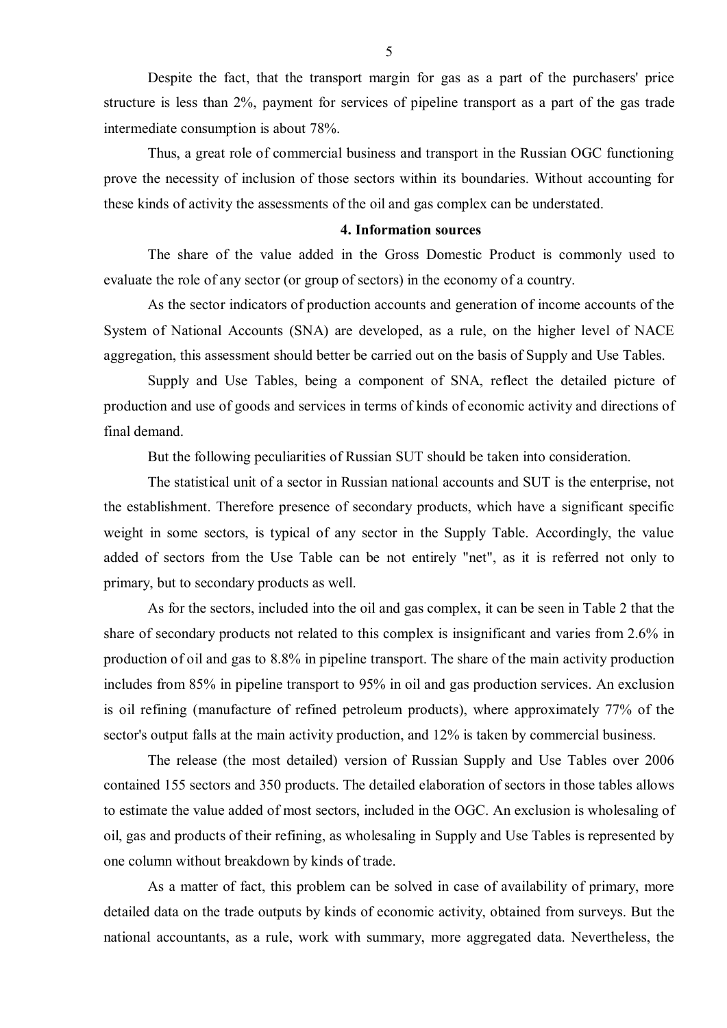Despite the fact, that the transport margin for gas as a part of the purchasers' price structure is less than 2%, payment for services of pipeline transport as a part of the gas trade intermediate consumption is about 78%.

Thus, a great role of commercial business and transport in the Russian OGC functioning prove the necessity of inclusion of those sectors within its boundaries. Without accounting for these kinds of activity the assessments of the oil and gas complex can be understated.

## 4. Information sources

The share of the value added in the Gross Domestic Product is commonly used to evaluate the role of any sector (or group of sectors) in the economy of a country.

As the sector indicators of production accounts and generation of income accounts of the System of National Accounts (SNA) are developed, as a rule, on the higher level of NACE aggregation, this assessment should better be carried out on the basis of Supply and Use Tables.

Supply and Use Tables, being a component of SNA, reflect the detailed picture of production and use of goods and services in terms of kinds of economic activity and directions of final demand.

But the following peculiarities of Russian SUT should be taken into consideration.

The statistical unit of a sector in Russian national accounts and SUT is the enterprise, not the establishment. Therefore presence of secondary products, which have a significant specific weight in some sectors, is typical of any sector in the Supply Table. Accordingly, the value added of sectors from the Use Table can be not entirely "net", as it is referred not only to primary, but to secondary products as well.

As for the sectors, included into the oil and gas complex, it can be seen in Table 2 that the share of secondary products not related to this complex is insignificant and varies from 2.6% in production of oil and gas to 8.8% in pipeline transport. The share of the main activity production includes from 85% in pipeline transport to 95% in oil and gas production services. An exclusion is oil refining (manufacture of refined petroleum products), where approximately 77% of the sector's output falls at the main activity production, and 12% is taken by commercial business.

The release (the most detailed) version of Russian Supply and Use Tables over 2006 contained 155 sectors and 350 products. The detailed elaboration of sectors in those tables allows to estimate the value added of most sectors, included in the OGC. An exclusion is wholesaling of oil, gas and products of their refining, as wholesaling in Supply and Use Tables is represented by one column without breakdown by kinds of trade.

As a matter of fact, this problem can be solved in case of availability of primary, more detailed data on the trade outputs by kinds of economic activity, obtained from surveys. But the national accountants, as a rule, work with summary, more aggregated data. Nevertheless, the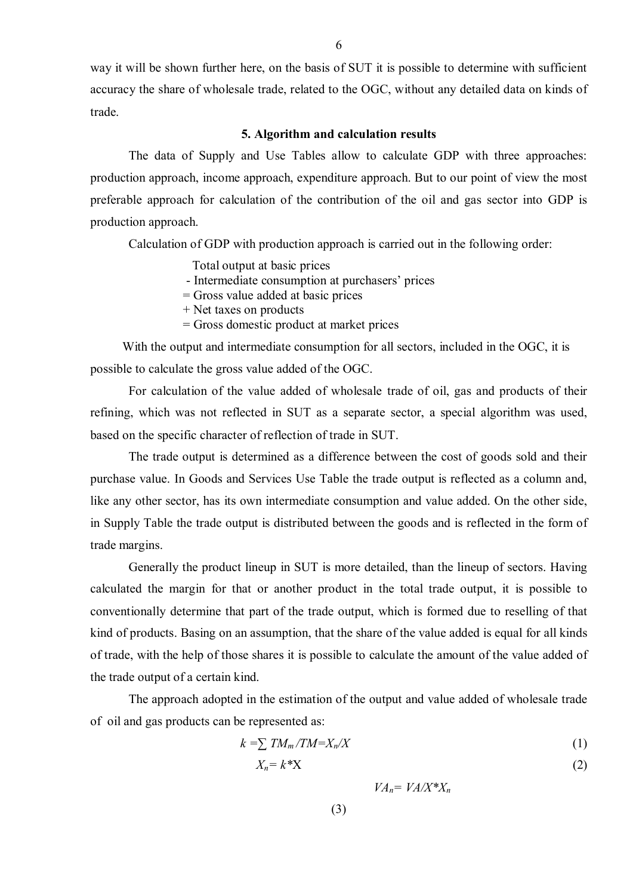way it will be shown further here, on the basis of SUT it is possible to determine with sufficient accuracy the share of wholesale trade, related to the OGC, without any detailed data on kinds of trade.

## 5. Algorithm and calculation results

The data of Supply and Use Tables allow to calculate GDP with three approaches: production approach, income approach, expenditure approach. But to our point of view the most preferable approach for calculation of the contribution of the oil and gas sector into GDP is production approach.

Calculation of GDP with production approach is carried out in the following order:

Total output at basic prices
- Intermediate consumption at purchasers' prices
= Gross value added at basic prices
+ Net taxes on products
= Gross domestic product at market prices

With the output and intermediate consumption for all sectors, included in the OGC, it is possible to calculate the gross value added of the OGC.

For calculation of the value added of wholesale trade of oil, gas and products of their refining, which was not reflected in SUT as a separate sector, a special algorithm was used, based on the specific character of reflection of trade in SUT.

The trade output is determined as a difference between the cost of goods sold and their purchase value. In Goods and Services Use Table the trade output is reflected as a column and, like any other sector, has its own intermediate consumption and value added. On the other side, in Supply Table the trade output is distributed between the goods and is reflected in the form of trade margins.

Generally the product lineup in SUT is more detailed, than the lineup of sectors. Having calculated the margin for that or another product in the total trade output, it is possible to conventionally determine that part of the trade output, which is formed due to reselling of that kind of products. Basing on an assumption, that the share of the value added is equal for all kinds of trade, with the help of those shares it is possible to calculate the amount of the value added of the trade output of a certain kind.

The approach adopted in the estimation of the output and value added of wholesale trade of oil and gas products can be represented as:

$$k = \sum TM_m / TM = X_n / X \tag{1}$$

$$X_n = k * X \tag{2}$$

$$VA_n = VA/X * X_n \tag{3}$$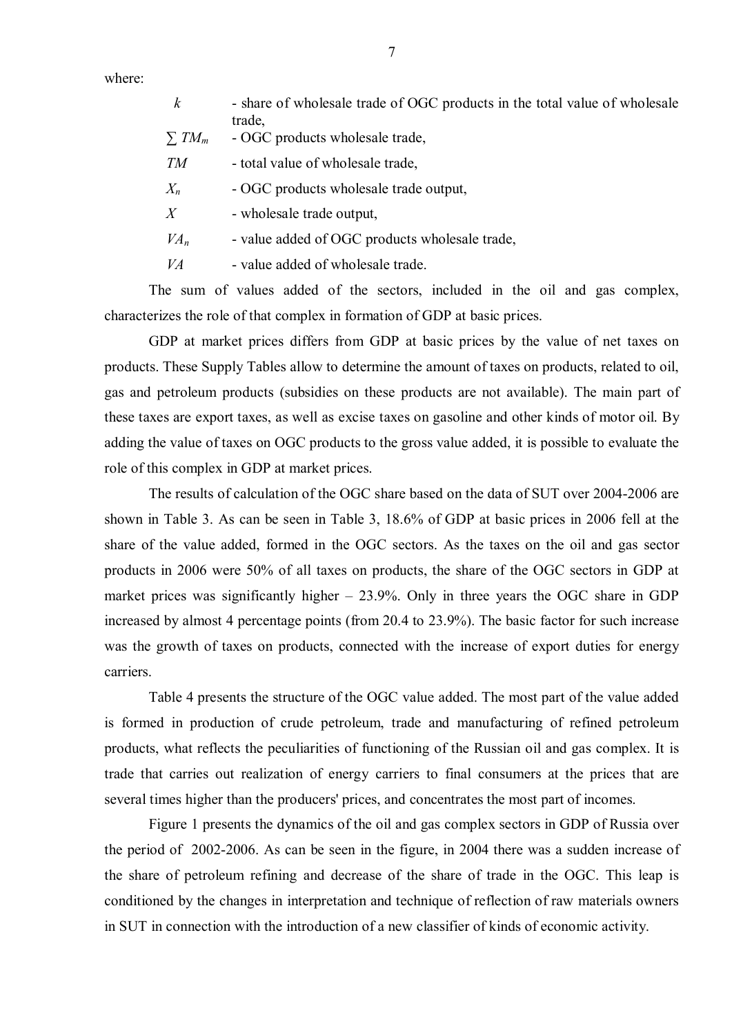where:

| | |
|---|---|
| $k$ | - share of wholesale trade of OGC products in the total value of wholesale trade, |
| $\sum TM_m$ | - OGC products wholesale trade, |
| $TM$ | - total value of wholesale trade, |
| $X_n$ | - OGC products wholesale trade output, |
| $X$ | - wholesale trade output, |
| $VA_n$ | - value added of OGC products wholesale trade, |
| $VA$ | - value added of wholesale trade. |

The sum of values added of the sectors, included in the oil and gas complex, characterizes the role of that complex in formation of GDP at basic prices.

GDP at market prices differs from GDP at basic prices by the value of net taxes on products. These Supply Tables allow to determine the amount of taxes on products, related to oil, gas and petroleum products (subsidies on these products are not available). The main part of these taxes are export taxes, as well as excise taxes on gasoline and other kinds of motor oil. By adding the value of taxes on OGC products to the gross value added, it is possible to evaluate the role of this complex in GDP at market prices.

The results of calculation of the OGC share based on the data of SUT over 2004-2006 are shown in Table 3. As can be seen in Table 3, 18.6% of GDP at basic prices in 2006 fell at the share of the value added, formed in the OGC sectors. As the taxes on the oil and gas sector products in 2006 were 50% of all taxes on products, the share of the OGC sectors in GDP at market prices was significantly higher – 23.9%. Only in three years the OGC share in GDP increased by almost 4 percentage points (from 20.4 to 23.9%). The basic factor for such increase was the growth of taxes on products, connected with the increase of export duties for energy carriers.

Table 4 presents the structure of the OGC value added. The most part of the value added is formed in production of crude petroleum, trade and manufacturing of refined petroleum products, what reflects the peculiarities of functioning of the Russian oil and gas complex. It is trade that carries out realization of energy carriers to final consumers at the prices that are several times higher than the producers' prices, and concentrates the most part of incomes.

Figure 1 presents the dynamics of the oil and gas complex sectors in GDP of Russia over the period of 2002-2006. As can be seen in the figure, in 2004 there was a sudden increase of the share of petroleum refining and decrease of the share of trade in the OGC. This leap is conditioned by the changes in interpretation and technique of reflection of raw materials owners in SUT in connection with the introduction of a new classifier of kinds of economic activity.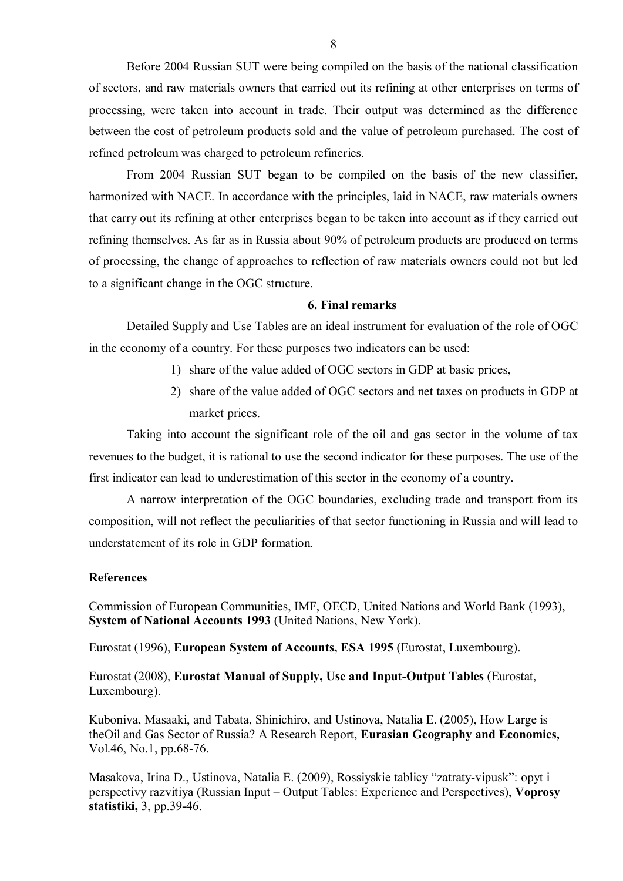Before 2004 Russian SUT were being compiled on the basis of the national classification of sectors, and raw materials owners that carried out its refining at other enterprises on terms of processing, were taken into account in trade. Their output was determined as the difference between the cost of petroleum products sold and the value of petroleum purchased. The cost of refined petroleum was charged to petroleum refineries.

From 2004 Russian SUT began to be compiled on the basis of the new classifier, harmonized with NACE. In accordance with the principles, laid in NACE, raw materials owners that carry out its refining at other enterprises began to be taken into account as if they carried out refining themselves. As far as in Russia about 90% of petroleum products are produced on terms of processing, the change of approaches to reflection of raw materials owners could not but led to a significant change in the OGC structure.

## 6. Final remarks

Detailed Supply and Use Tables are an ideal instrument for evaluation of the role of OGC in the economy of a country. For these purposes two indicators can be used:

1) share of the value added of OGC sectors in GDP at basic prices,
2) share of the value added of OGC sectors and net taxes on products in GDP at market prices.

Taking into account the significant role of the oil and gas sector in the volume of tax revenues to the budget, it is rational to use the second indicator for these purposes. The use of the first indicator can lead to underestimation of this sector in the economy of a country.

A narrow interpretation of the OGC boundaries, excluding trade and transport from its composition, will not reflect the peculiarities of that sector functioning in Russia and will lead to understatement of its role in GDP formation.

### References

Commission of European Communities, IMF, OECD, United Nations and World Bank (1993), **System of National Accounts 1993** (United Nations, New York).

Eurostat (1996), **European System of Accounts, ESA 1995** (Eurostat, Luxembourg).

Eurostat (2008), **Eurostat Manual of Supply, Use and Input-Output Tables** (Eurostat, Luxembourg).

Kuboniva, Masaaki, and Tabata, Shinichiro, and Ustinova, Natalia E. (2005), How Large is theOil and Gas Sector of Russia? A Research Report, **Eurasian Geography and Economics,** Vol.46, No.1, pp.68-76.

Masakova, Irina D., Ustinova, Natalia E. (2009), Rossiyskie tablicy "zatraty-vipusk": opyt i perspectivy razvitiya (Russian Input – Output Tables: Experience and Perspectives), **Voprosy statistiki,** 3, pp.39-46.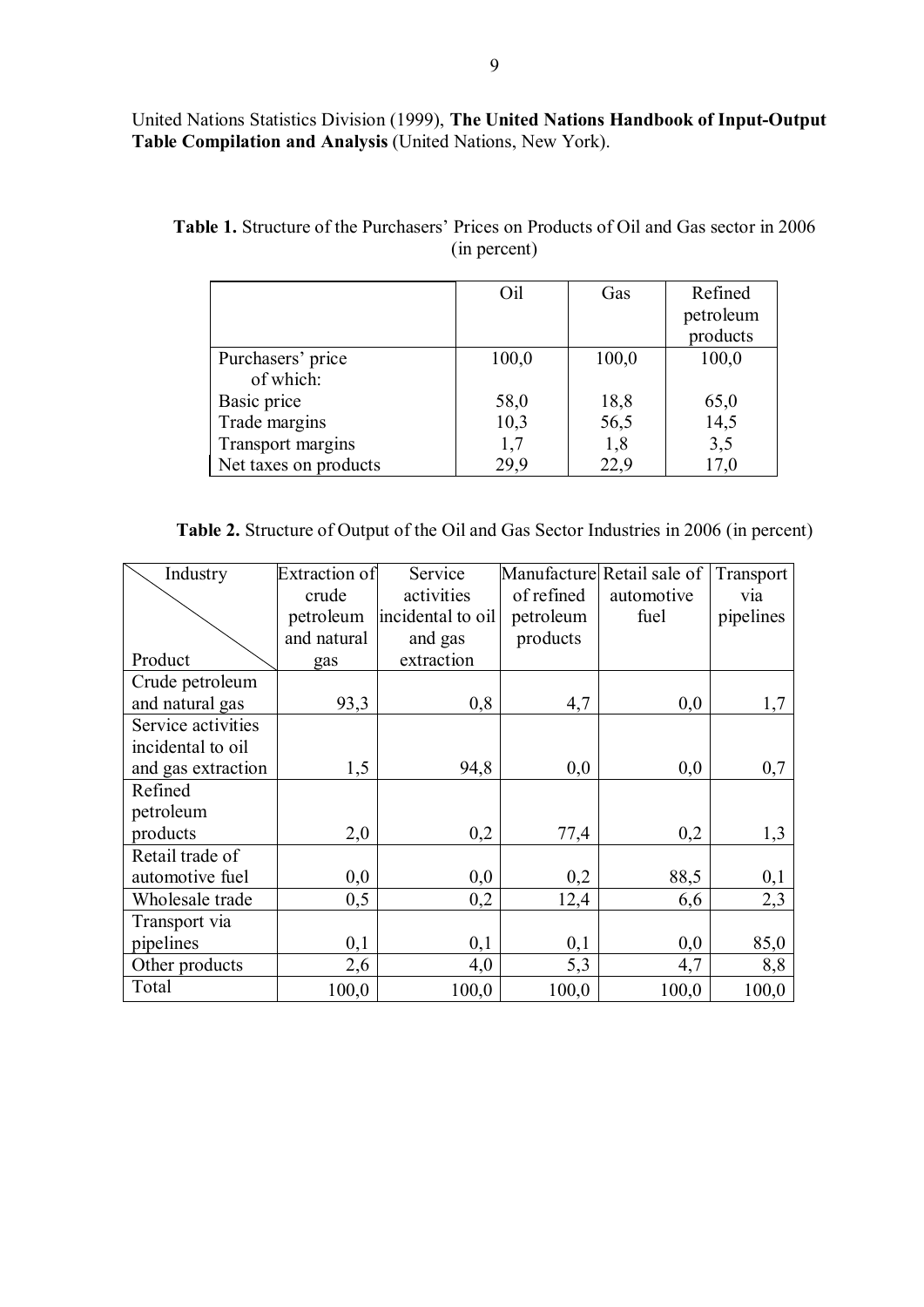United Nations Statistics Division (1999), **The United Nations Handbook of Input-Output Table Compilation and Analysis** (United Nations, New York).

**Table 1.** Structure of the Purchasers' Prices on Products of Oil and Gas sector in 2006 (in percent)

| | Oil | Gas | Refined petroleum products |
|---|---|---|---|
| Purchasers' price<br>of which: | 100,0 | 100,0 | 100,0 |
| Basic price | 58,0 | 18,8 | 65,0 |
| Trade margins | 10,3 | 56,5 | 14,5 |
| Transport margins | 1,7 | 1,8 | 3,5 |
| Net taxes on products | 29,9 | 22,9 | 17,0 |

**Table 2.** Structure of Output of the Oil and Gas Sector Industries in 2006 (in percent)

| Product \ Industry | Extraction of crude petroleum and natural gas | Service activities incidental to oil and gas extraction | Manufacture of refined petroleum products | Retail sale of automotive fuel | Transport via pipelines |
|---|---|---|---|---|---|
| Crude petroleum and natural gas | 93,3 | 0,8 | 4,7 | 0,0 | 1,7 |
| Service activities incidental to oil and gas extraction | 1,5 | 94,8 | 0,0 | 0,0 | 0,7 |
| Refined petroleum products | 2,0 | 0,2 | 77,4 | 0,2 | 1,3 |
| Retail trade of automotive fuel | 0,0 | 0,0 | 0,2 | 88,5 | 0,1 |
| Wholesale trade | 0,5 | 0,2 | 12,4 | 6,6 | 2,3 |
| Transport via pipelines | 0,1 | 0,1 | 0,1 | 0,0 | 85,0 |
| Other products | 2,6 | 4,0 | 5,3 | 4,7 | 8,8 |
| Total | 100,0 | 100,0 | 100,0 | 100,0 | 100,0 |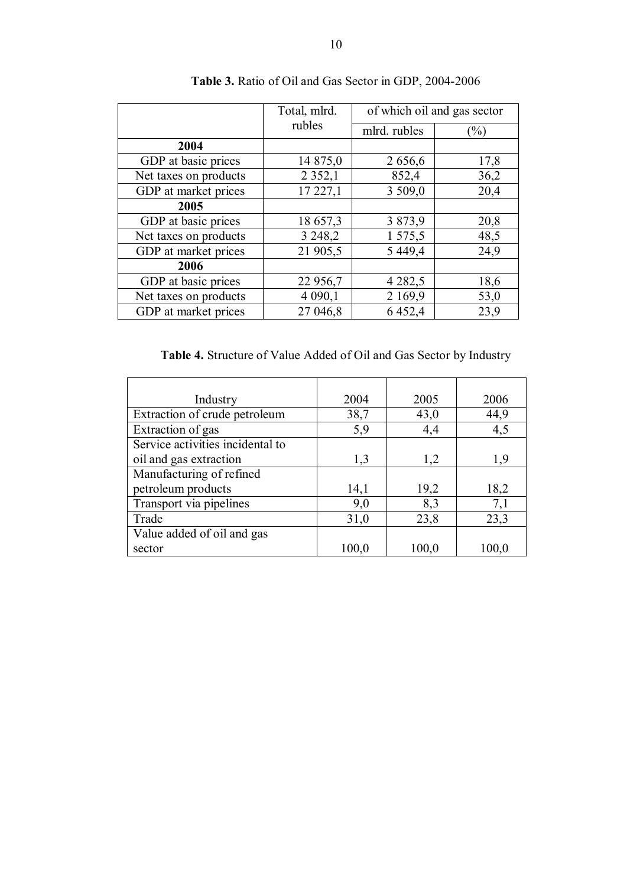**Table 3.** Ratio of Oil and Gas Sector in GDP, 2004-2006

| | Total, mlrd. rubles | of which oil and gas sector | |
|---|---|---|---|
| | | mlrd. rubles | (%) |
| **2004** | | | |
| GDP at basic prices | 14 875,0 | 2 656,6 | 17,8 |
| Net taxes on products | 2 352,1 | 852,4 | 36,2 |
| GDP at market prices | 17 227,1 | 3 509,0 | 20,4 |
| **2005** | | | |
| GDP at basic prices | 18 657,3 | 3 873,9 | 20,8 |
| Net taxes on products | 3 248,2 | 1 575,5 | 48,5 |
| GDP at market prices | 21 905,5 | 5 449,4 | 24,9 |
| **2006** | | | |
| GDP at basic prices | 22 956,7 | 4 282,5 | 18,6 |
| Net taxes on products | 4 090,1 | 2 169,9 | 53,0 |
| GDP at market prices | 27 046,8 | 6 452,4 | 23,9 |

**Table 4.** Structure of Value Added of Oil and Gas Sector by Industry

| Industry | 2004 | 2005 | 2006 |
|---|---|---|---|
| Extraction of crude petroleum | 38,7 | 43,0 | 44,9 |
| Extraction of gas | 5,9 | 4,4 | 4,5 |
| Service activities incidental to oil and gas extraction | 1,3 | 1,2 | 1,9 |
| Manufacturing of refined petroleum products | 14,1 | 19,2 | 18,2 |
| Transport via pipelines | 9,0 | 8,3 | 7,1 |
| Trade | 31,0 | 23,8 | 23,3 |
| Value added of oil and gas sector | 100,0 | 100,0 | 100,0 |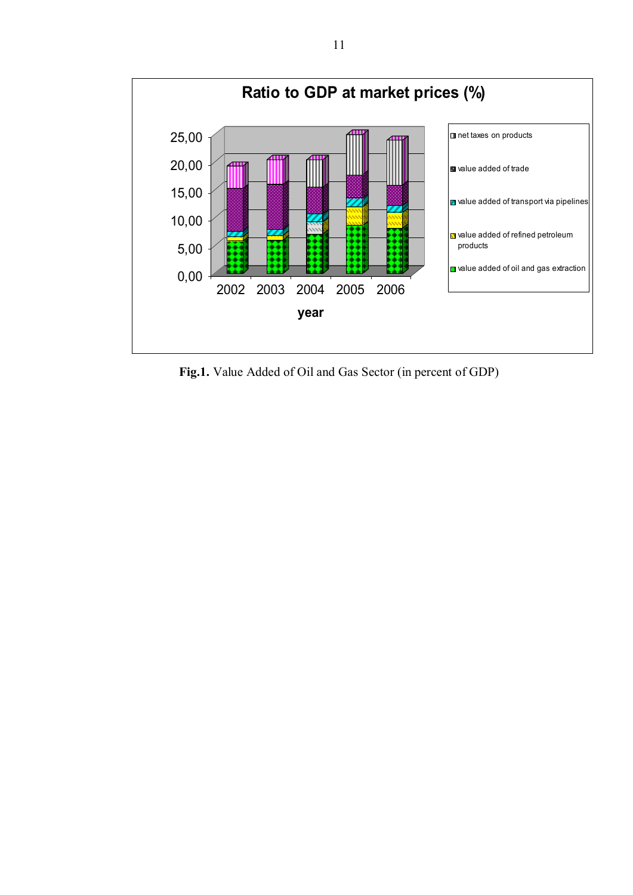Ratio to GDP at market prices (%)

25,00
20,00
15,00
10,00
5,00
0,00

2002 2003 2004 2005 2006

year

net taxes on products
value added of trade
value added of transport via pipelines
value added of refined petroleum products
value added of oil and gas extraction

**Fig.1.** Value Added of Oil and Gas Sector (in percent of GDP)